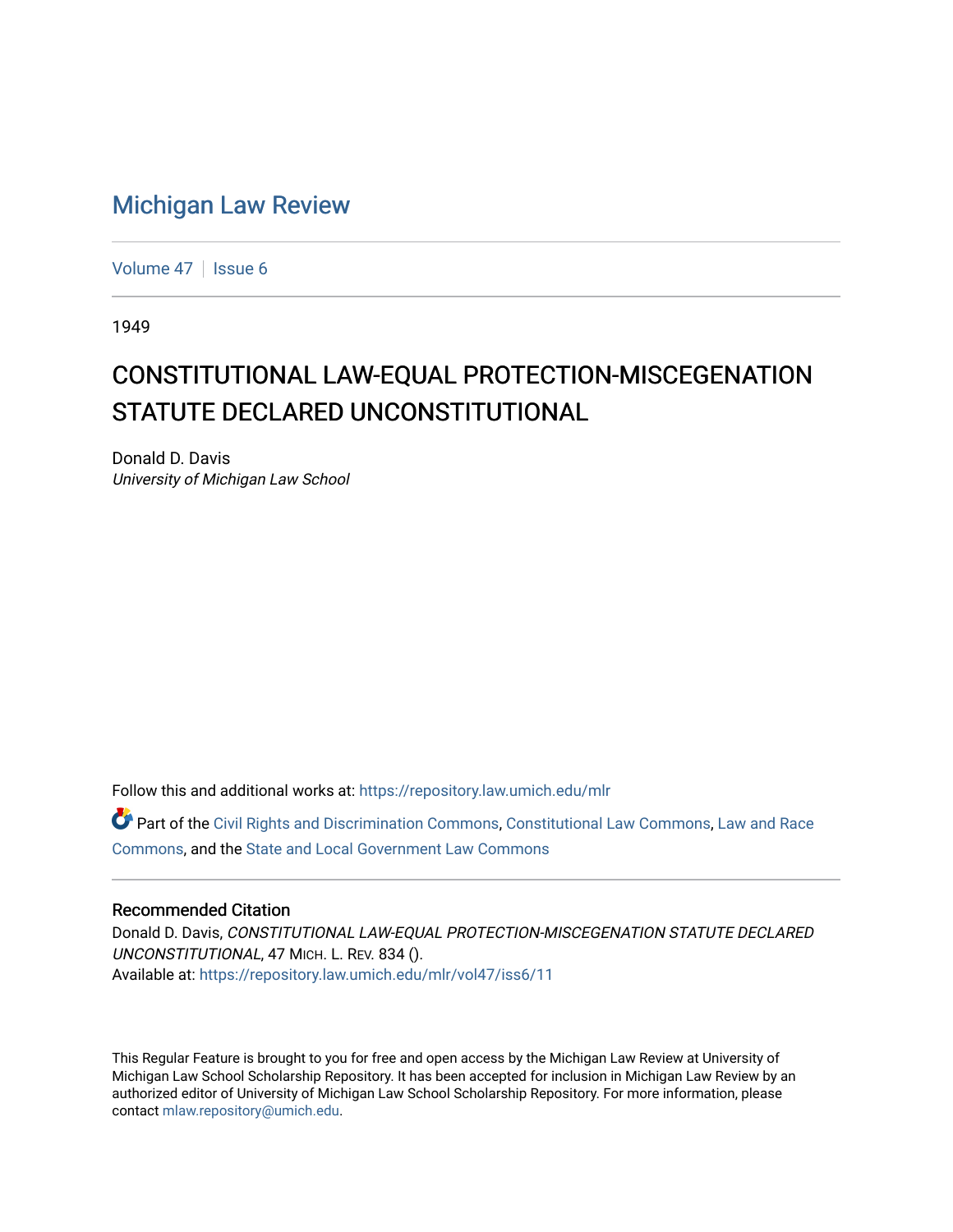# Michigan Law Review

Volume 47 | Issue 6

1949

## CONSTITUTIONAL LAW-EQUAL PROTECTION-MISCEGENATION STATUTE DECLARED UNCONSTITUTIONAL

Donald D. Davis
*University of Michigan Law School*

Follow this and additional works at: https://repository.law.umich.edu/mlr

Part of the Civil Rights and Discrimination Commons, Constitutional Law Commons, Law and Race Commons, and the State and Local Government Law Commons

### Recommended Citation

Donald D. Davis, *CONSTITUTIONAL LAW-EQUAL PROTECTION-MISCEGENATION STATUTE DECLARED UNCONSTITUTIONAL*, 47 MICH. L. REV. 834 ().
Available at: https://repository.law.umich.edu/mlr/vol47/iss6/11

This Regular Feature is brought to you for free and open access by the Michigan Law Review at University of Michigan Law School Scholarship Repository. It has been accepted for inclusion in Michigan Law Review by an authorized editor of University of Michigan Law School Scholarship Repository. For more information, please contact mlaw.repository@umich.edu.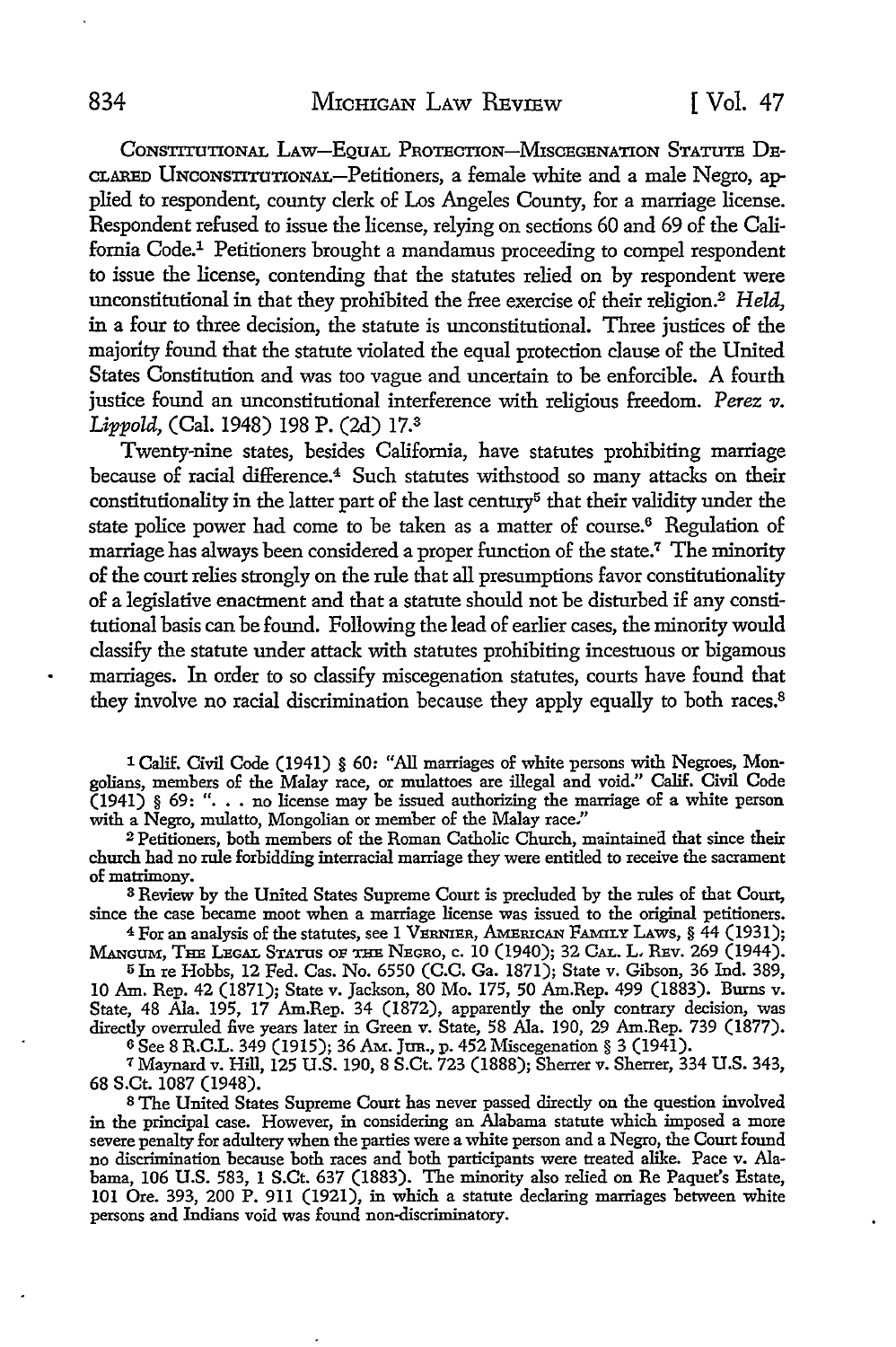CONSTITUTIONAL LAW—EQUAL PROTECTION—MISCEGENATION STATUTE DECLARED UNCONSTITUTIONAL—Petitioners, a female white and a male Negro, applied to respondent, county clerk of Los Angeles County, for a marriage license. Respondent refused to issue the license, relying on sections 60 and 69 of the California Code.[1] Petitioners brought a mandamus proceeding to compel respondent to issue the license, contending that the statutes relied on by respondent were unconstitutional in that they prohibited the free exercise of their religion.[2] *Held,* in a four to three decision, the statute is unconstitutional. Three justices of the majority found that the statute violated the equal protection clause of the United States Constitution and was too vague and uncertain to be enforcible. A fourth justice found an unconstitutional interference with religious freedom. *Perez v. Lippold,* (Cal. 1948) 198 P. (2d) 17.[3]

Twenty-nine states, besides California, have statutes prohibiting marriage because of racial difference.[4] Such statutes withstood so many attacks on their constitutionality in the latter part of the last century[5] that their validity under the state police power had come to be taken as a matter of course.[6] Regulation of marriage has always been considered a proper function of the state.[7] The minority of the court relies strongly on the rule that all presumptions favor constitutionality of a legislative enactment and that a statute should not be disturbed if any constitutional basis can be found. Following the lead of earlier cases, the minority would classify the statute under attack with statutes prohibiting incestuous or bigamous marriages. In order to so classify miscegenation statutes, courts have found that they involve no racial discrimination because they apply equally to both races.[8]

---

[1] Calif. Civil Code (1941) § 60: "All marriages of white persons with Negroes, Mongolians, members of the Malay race, or mulattoes are illegal and void." Calif. Civil Code (1941) § 69: ". . . no license may be issued authorizing the marriage of a white person with a Negro, mulatto, Mongolian or member of the Malay race."

[2] Petitioners, both members of the Roman Catholic Church, maintained that since their church had no rule forbidding interracial marriage they were entitled to receive the sacrament of matrimony.

[3] Review by the United States Supreme Court is precluded by the rules of that Court, since the case became moot when a marriage license was issued to the original petitioners.

[4] For an analysis of the statutes, see 1 VERNIER, AMERICAN FAMILY LAWS, § 44 (1931); MANGUM, THE LEGAL STATUS OF THE NEGRO, c. 10 (1940); 32 CAL. L. REV. 269 (1944).

[5] In re Hobbs, 12 Fed. Cas. No. 6550 (C.C. Ga. 1871); State v. Gibson, 36 Ind. 389, 10 Am. Rep. 42 (1871); State v. Jackson, 80 Mo. 175, 50 Am.Rep. 499 (1883). Burns v. State, 48 Ala. 195, 17 Am.Rep. 34 (1872), apparently the only contrary decision, was directly overruled five years later in Green v. State, 58 Ala. 190, 29 Am.Rep. 739 (1877).

[6] See 8 R.C.L. 349 (1915); 36 AM. JUR., p. 452 Miscegenation § 3 (1941).

[7] Maynard v. Hill, 125 U.S. 190, 8 S.Ct. 723 (1888); Sherrer v. Sherrer, 334 U.S. 343, 68 S.Ct. 1087 (1948).

[8] The United States Supreme Court has never passed directly on the question involved in the principal case. However, in considering an Alabama statute which imposed a more severe penalty for adultery when the parties were a white person and a Negro, the Court found no discrimination because both races and both participants were treated alike. Pace v. Alabama, 106 U.S. 583, 1 S.Ct. 637 (1883). The minority also relied on Re Paquet's Estate, 101 Ore. 393, 200 P. 911 (1921), in which a statute declaring marriages between white persons and Indians void was found non-discriminatory.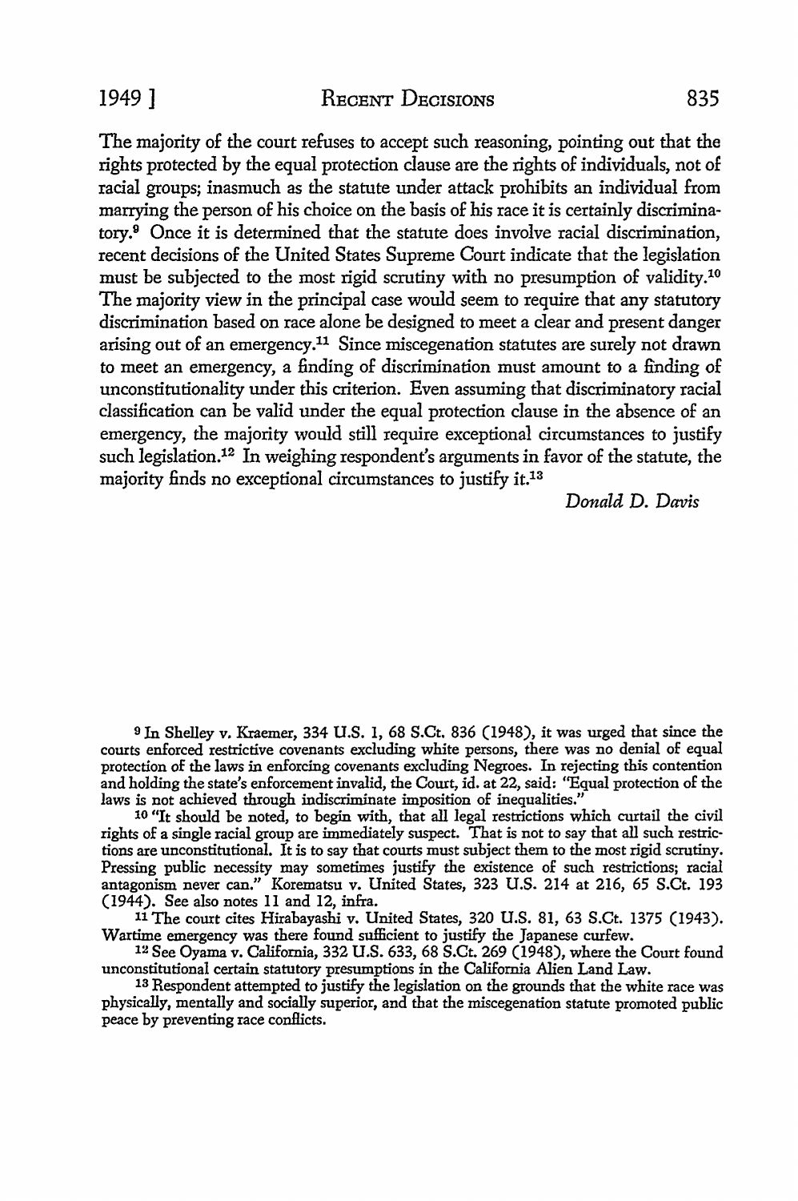The majority of the court refuses to accept such reasoning, pointing out that the rights protected by the equal protection clause are the rights of individuals, not of racial groups; inasmuch as the statute under attack prohibits an individual from marrying the person of his choice on the basis of his race it is certainly discriminatory.[9] Once it is determined that the statute does involve racial discrimination, recent decisions of the United States Supreme Court indicate that the legislation must be subjected to the most rigid scrutiny with no presumption of validity.[10] The majority view in the principal case would seem to require that any statutory discrimination based on race alone be designed to meet a clear and present danger arising out of an emergency.[11] Since miscegenation statutes are surely not drawn to meet an emergency, a finding of discrimination must amount to a finding of unconstitutionality under this criterion. Even assuming that discriminatory racial classification can be valid under the equal protection clause in the absence of an emergency, the majority would still require exceptional circumstances to justify such legislation.[12] In weighing respondent's arguments in favor of the statute, the majority finds no exceptional circumstances to justify it.[13]

*Donald D. Davis*

---

[9] In Shelley v. Kraemer, 334 U.S. 1, 68 S.Ct. 836 (1948), it was urged that since the courts enforced restrictive covenants excluding white persons, there was no denial of equal protection of the laws in enforcing covenants excluding Negroes. In rejecting this contention and holding the state's enforcement invalid, the Court, id. at 22, said: "Equal protection of the laws is not achieved through indiscriminate imposition of inequalities."

[10] "It should be noted, to begin with, that all legal restrictions which curtail the civil rights of a single racial group are immediately suspect. That is not to say that all such restrictions are unconstitutional. It is to say that courts must subject them to the most rigid scrutiny. Pressing public necessity may sometimes justify the existence of such restrictions; racial antagonism never can." Korematsu v. United States, 323 U.S. 214 at 216, 65 S.Ct. 193 (1944). See also notes 11 and 12, infra.

[11] The court cites Hirabayashi v. United States, 320 U.S. 81, 63 S.Ct. 1375 (1943). Wartime emergency was there found sufficient to justify the Japanese curfew.

[12] See Oyama v. California, 332 U.S. 633, 68 S.Ct. 269 (1948), where the Court found unconstitutional certain statutory presumptions in the California Alien Land Law.

[13] Respondent attempted to justify the legislation on the grounds that the white race was physically, mentally and socially superior, and that the miscegenation statute promoted public peace by preventing race conflicts.